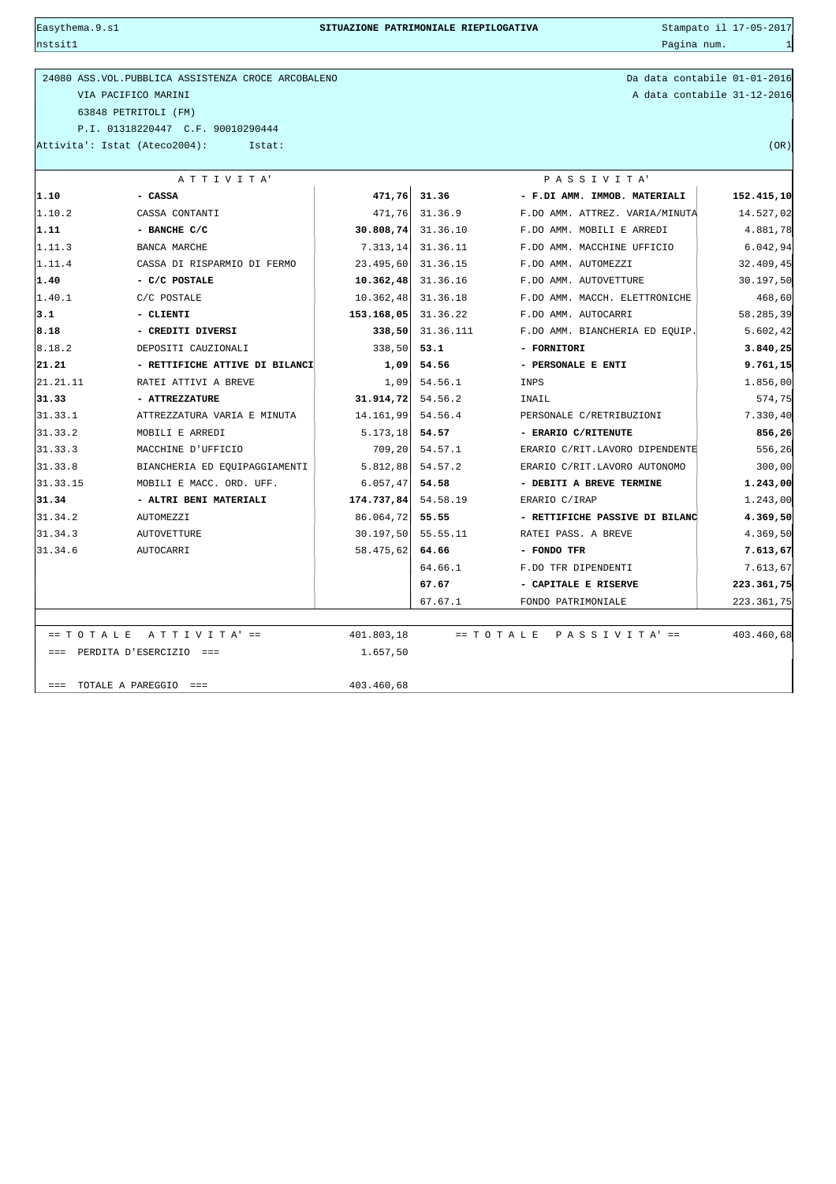# SITUAZIONE PATRIMONIALE RIEPILOGATIVA

Easythema.9.s1 — nstsit1 — Stampato il 17-05-2017

24080 ASS.VOL.PUBBLICA ASSISTENZA CROCE ARCOBALENO
VIA PACIFICO MARINI
63848 PETRITOLI (FM)
P.I. 01318220447 C.F. 90010290444
Attivita': Istat (Ateco2004): Istat: (OR)

Da data contabile 01-01-2016
A data contabile 31-12-2016

| ATTIVITA' | | | PASSIVITA' | | |
|---|---|---|---|---|---|
| **1.10** | **- CASSA** | **471,76** | **31.36** | **- F.DI AMM. IMMOB. MATERIALI** | **152.415,10** |
| 1.10.2 | CASSA CONTANTI | 471,76 | 31.36.9 | F.DO AMM. ATTREZ. VARIA/MINUTA | 14.527,02 |
| **1.11** | **- BANCHE C/C** | **30.808,74** | 31.36.10 | F.DO AMM. MOBILI E ARREDI | 4.881,78 |
| 1.11.3 | BANCA MARCHE | 7.313,14 | 31.36.11 | F.DO AMM. MACCHINE UFFICIO | 6.042,94 |
| 1.11.4 | CASSA DI RISPARMIO DI FERMO | 23.495,60 | 31.36.15 | F.DO AMM. AUTOMEZZI | 32.409,45 |
| **1.40** | **- C/C POSTALE** | **10.362,48** | 31.36.16 | F.DO AMM. AUTOVETTURE | 30.197,50 |
| 1.40.1 | C/C POSTALE | 10.362,48 | 31.36.18 | F.DO AMM. MACCH. ELETTRONICHE | 468,60 |
| **3.1** | **- CLIENTI** | **153.168,05** | 31.36.22 | F.DO AMM. AUTOCARRI | 58.285,39 |
| **8.18** | **- CREDITI DIVERSI** | **338,50** | 31.36.111 | F.DO AMM. BIANCHERIA ED EQUIP. | 5.602,42 |
| 8.18.2 | DEPOSITI CAUZIONALI | 338,50 | **53.1** | **- FORNITORI** | **3.840,25** |
| **21.21** | **- RETTIFICHE ATTIVE DI BILANCI** | **1,09** | **54.56** | **- PERSONALE E ENTI** | **9.761,15** |
| 21.21.11 | RATEI ATTIVI A BREVE | 1,09 | 54.56.1 | INPS | 1.856,00 |
| **31.33** | **- ATTREZZATURE** | **31.914,72** | 54.56.2 | INAIL | 574,75 |
| 31.33.1 | ATTREZZATURA VARIA E MINUTA | 14.161,99 | 54.56.4 | PERSONALE C/RETRIBUZIONI | 7.330,40 |
| 31.33.2 | MOBILI E ARREDI | 5.173,18 | **54.57** | **- ERARIO C/RITENUTE** | **856,26** |
| 31.33.3 | MACCHINE D'UFFICIO | 709,20 | 54.57.1 | ERARIO C/RIT.LAVORO DIPENDENTE | 556,26 |
| 31.33.8 | BIANCHERIA ED EQUIPAGGIAMENTI | 5.812,88 | 54.57.2 | ERARIO C/RIT.LAVORO AUTONOMO | 300,00 |
| 31.33.15 | MOBILI E MACC. ORD. UFF. | 6.057,47 | **54.58** | **- DEBITI A BREVE TERMINE** | **1.243,00** |
| **31.34** | **- ALTRI BENI MATERIALI** | **174.737,84** | 54.58.19 | ERARIO C/IRAP | 1.243,00 |
| 31.34.2 | AUTOMEZZI | 86.064,72 | **55.55** | **- RETTIFICHE PASSIVE DI BILANC** | **4.369,50** |
| 31.34.3 | AUTOVETTURE | 30.197,50 | 55.55.11 | RATEI PASS. A BREVE | 4.369,50 |
| 31.34.6 | AUTOCARRI | 58.475,62 | **64.66** | **- FONDO TFR** | **7.613,67** |
| | | | 64.66.1 | F.DO TFR DIPENDENTI | 7.613,67 |
| | | | **67.67** | **- CAPITALE E RISERVE** | **223.361,75** |
| | | | 67.67.1 | FONDO PATRIMONIALE | 223.361,75 |
| == TOTALE ATTIVITA' == | | 401.803,18 | == TOTALE PASSIVITA' == | | 403.460,68 |
| === PERDITA D'ESERCIZIO === | | 1.657,50 | | | |
| === TOTALE A PAREGGIO === | | 403.460,68 | | | |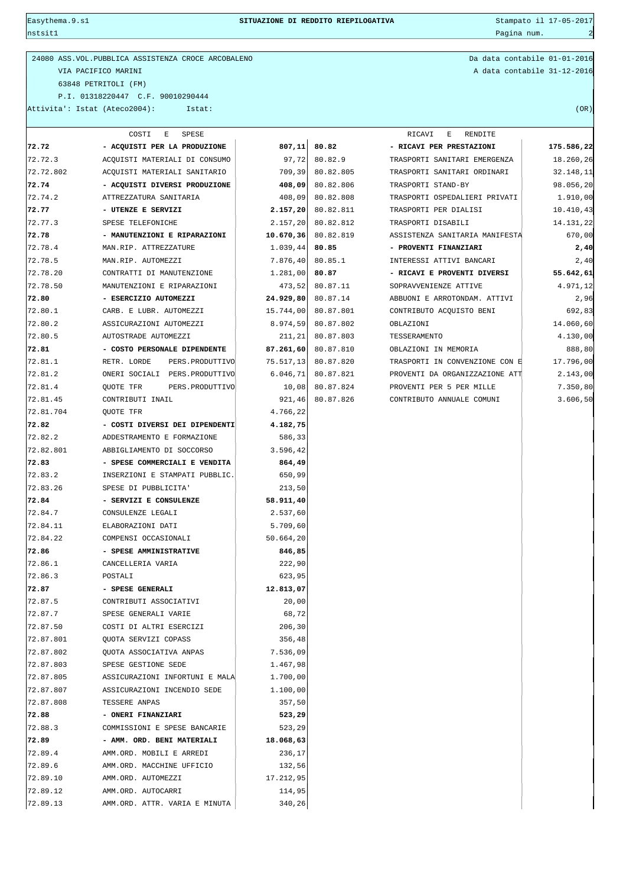SITUAZIONE DI REDDITO RIEPILOGATIVA

24080 ASS.VOL.PUBBLICA ASSISTENZA CROCE ARCOBALENO
VIA PACIFICO MARINI
63848 PETRITOLI (FM)
P.I. 01318220447 C.F. 90010290444
Attivita': Istat (Ateco2004): Istat:

Da data contabile 01-01-2016
A data contabile 31-12-2016
(OR)

| | COSTI E SPESE | | | RICAVI E RENDITE | |
|---|---|---|---|---|---|
| **72.72** | **- ACQUISTI PER LA PRODUZIONE** | **807,11** | **80.82** | **- RICAVI PER PRESTAZIONI** | **175.586,22** |
| 72.72.3 | ACQUISTI MATERIALI DI CONSUMO | 97,72 | 80.82.9 | TRASPORTI SANITARI EMERGENZA | 18.260,26 |
| 72.72.802 | ACQUISTI MATERIALI SANITARIO | 709,39 | 80.82.805 | TRASPORTI SANITARI ORDINARI | 32.148,11 |
| **72.74** | **- ACQUISTI DIVERSI PRODUZIONE** | **408,09** | 80.82.806 | TRASPORTI STAND-BY | 98.056,20 |
| 72.74.2 | ATTREZZATURA SANITARIA | 408,09 | 80.82.808 | TRASPORTI OSPEDALIERI PRIVATI | 1.910,00 |
| **72.77** | **- UTENZE E SERVIZI** | **2.157,20** | 80.82.811 | TRASPORTI PER DIALISI | 10.410,43 |
| 72.77.3 | SPESE TELEFONICHE | 2.157,20 | 80.82.812 | TRASPORTI DISABILI | 14.131,22 |
| **72.78** | **- MANUTENZIONI E RIPARAZIONI** | **10.670,36** | 80.82.819 | ASSISTENZA SANITARIA MANIFESTA | 670,00 |
| 72.78.4 | MAN.RIP. ATTREZZATURE | 1.039,44 | **80.85** | **- PROVENTI FINANZIARI** | **2,40** |
| 72.78.5 | MAN.RIP. AUTOMEZZI | 7.876,40 | 80.85.1 | INTERESSI ATTIVI BANCARI | 2,40 |
| 72.78.20 | CONTRATTI DI MANUTENZIONE | 1.281,00 | **80.87** | **- RICAVI E PROVENTI DIVERSI** | **55.642,61** |
| 72.78.50 | MANUTENZIONI E RIPARAZIONI | 473,52 | 80.87.11 | SOPRAVVENIENZE ATTIVE | 4.971,12 |
| **72.80** | **- ESERCIZIO AUTOMEZZI** | **24.929,80** | 80.87.14 | ABBUONI E ARROTONDAM. ATTIVI | 2,96 |
| 72.80.1 | CARB. E LUBR. AUTOMEZZI | 15.744,00 | 80.87.801 | CONTRIBUTO ACQUISTO BENI | 692,83 |
| 72.80.2 | ASSICURAZIONI AUTOMEZZI | 8.974,59 | 80.87.802 | OBLAZIONI | 14.060,60 |
| 72.80.5 | AUTOSTRADE AUTOMEZZI | 211,21 | 80.87.803 | TESSERAMENTO | 4.130,00 |
| **72.81** | **- COSTO PERSONALE DIPENDENTE** | **87.261,60** | 80.87.810 | OBLAZIONI IN MEMORIA | 888,80 |
| 72.81.1 | RETR. LORDE PERS.PRODUTTIVO | 75.517,13 | 80.87.820 | TRASPORTI IN CONVENZIONE CON E | 17.796,00 |
| 72.81.2 | ONERI SOCIALI PERS.PRODUTTIVO | 6.046,71 | 80.87.821 | PROVENTI DA ORGANIZZAZIONE ATT | 2.143,00 |
| 72.81.4 | QUOTE TFR PERS.PRODUTTIVO | 10,08 | 80.87.824 | PROVENTI PER 5 PER MILLE | 7.350,80 |
| 72.81.45 | CONTRIBUTI INAIL | 921,46 | 80.87.826 | CONTRIBUTO ANNUALE COMUNI | 3.606,50 |
| 72.81.704 | QUOTE TFR | 4.766,22 | | | |
| **72.82** | **- COSTI DIVERSI DEI DIPENDENTI** | **4.182,75** | | | |
| 72.82.2 | ADDESTRAMENTO E FORMAZIONE | 586,33 | | | |
| 72.82.801 | ABBIGLIAMENTO DI SOCCORSO | 3.596,42 | | | |
| **72.83** | **- SPESE COMMERCIALI E VENDITA** | **864,49** | | | |
| 72.83.2 | INSERZIONI E STAMPATI PUBBLIC. | 650,99 | | | |
| 72.83.26 | SPESE DI PUBBLICITA' | 213,50 | | | |
| **72.84** | **- SERVIZI E CONSULENZE** | **58.911,40** | | | |
| 72.84.7 | CONSULENZE LEGALI | 2.537,60 | | | |
| 72.84.11 | ELABORAZIONI DATI | 5.709,60 | | | |
| 72.84.22 | COMPENSI OCCASIONALI | 50.664,20 | | | |
| **72.86** | **- SPESE AMMINISTRATIVE** | **846,85** | | | |
| 72.86.1 | CANCELLERIA VARIA | 222,90 | | | |
| 72.86.3 | POSTALI | 623,95 | | | |
| **72.87** | **- SPESE GENERALI** | **12.813,07** | | | |
| 72.87.5 | CONTRIBUTI ASSOCIATIVI | 20,00 | | | |
| 72.87.7 | SPESE GENERALI VARIE | 68,72 | | | |
| 72.87.50 | COSTI DI ALTRI ESERCIZI | 206,30 | | | |
| 72.87.801 | QUOTA SERVIZI COPASS | 356,48 | | | |
| 72.87.802 | QUOTA ASSOCIATIVA ANPAS | 7.536,09 | | | |
| 72.87.803 | SPESE GESTIONE SEDE | 1.467,98 | | | |
| 72.87.805 | ASSICURAZIONI INFORTUNI E MALA | 1.700,00 | | | |
| 72.87.807 | ASSICURAZIONI INCENDIO SEDE | 1.100,00 | | | |
| 72.87.808 | TESSERE ANPAS | 357,50 | | | |
| **72.88** | **- ONERI FINANZIARI** | **523,29** | | | |
| 72.88.3 | COMMISSIONI E SPESE BANCARIE | 523,29 | | | |
| **72.89** | **- AMM. ORD. BENI MATERIALI** | **18.068,63** | | | |
| 72.89.4 | AMM.ORD. MOBILI E ARREDI | 236,17 | | | |
| 72.89.6 | AMM.ORD. MACCHINE UFFICIO | 132,56 | | | |
| 72.89.10 | AMM.ORD. AUTOMEZZI | 17.212,95 | | | |
| 72.89.12 | AMM.ORD. AUTOCARRI | 114,95 | | | |
| 72.89.13 | AMM.ORD. ATTR. VARIA E MINUTA | 340,26 | | | |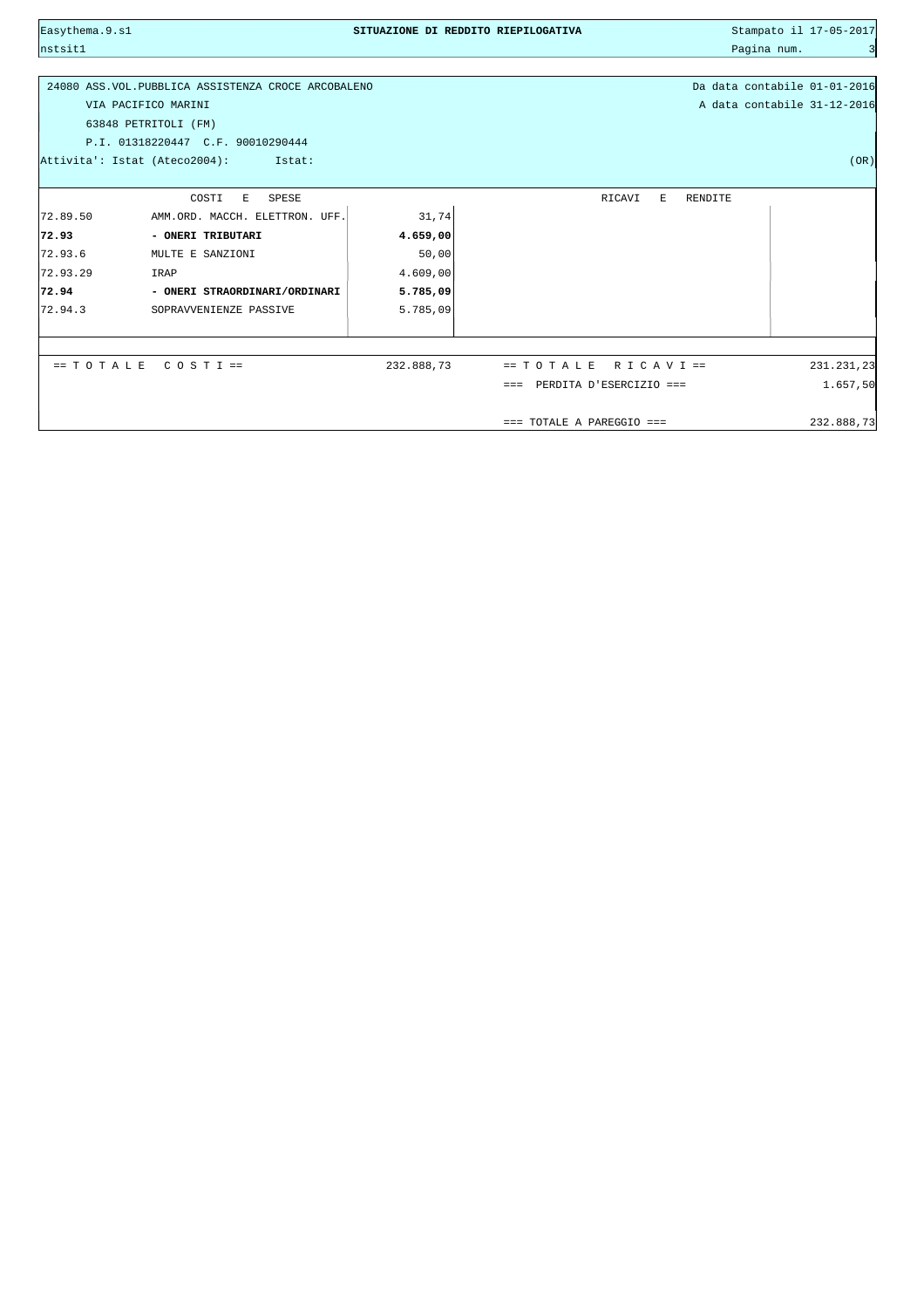**SITUAZIONE DI REDDITO RIEPILOGATIVA**

Easythema.9.s1 — nstsit1 — Stampato il 17-05-2017

24080 ASS.VOL.PUBBLICA ASSISTENZA CROCE ARCOBALENO
VIA PACIFICO MARINI
63848 PETRITOLI (FM)
P.I. 01318220447 C.F. 90010290444
Attivita': Istat (Ateco2004): Istat: (OR)

Da data contabile 01-01-2016
A data contabile 31-12-2016

| COSTI E SPESE | | | RICAVI E RENDITE | |
|---|---|---|---|---|
| 72.89.50 | AMM.ORD. MACCH. ELETTRON. UFF. | 31,74 | | |
| **72.93** | **- ONERI TRIBUTARI** | **4.659,00** | | |
| 72.93.6 | MULTE E SANZIONI | 50,00 | | |
| 72.93.29 | IRAP | 4.609,00 | | |
| **72.94** | **- ONERI STRAORDINARI/ORDINARI** | **5.785,09** | | |
| 72.94.3 | SOPRAVVENIENZE PASSIVE | 5.785,09 | | |
| == T O T A L E C O S T I == | | 232.888,73 | == T O T A L E R I C A V I == | 231.231,23 |
| | | | === PERDITA D'ESERCIZIO === | 1.657,50 |
| | | | === TOTALE A PAREGGIO === | 232.888,73 |